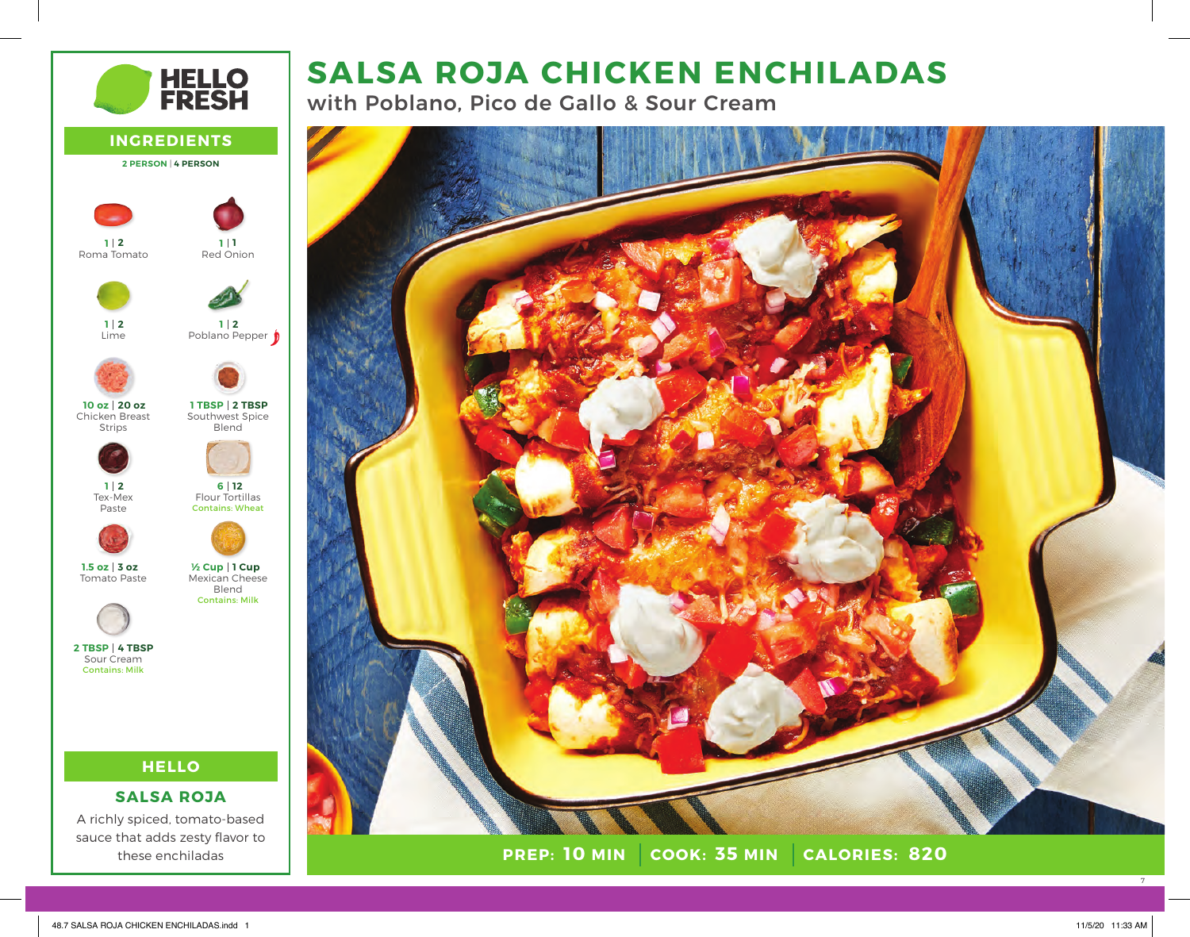# SALSA ROJA CHICKEN ENCHILADAS

## with Poblano, Pico de Gallo & Sour Cream

**PREP: 10 MIN | COOK: 35 MIN | CALORIES: 820**

## INGREDIENTS

**2 PERSON | 4 PERSON**

- **1 | 2** Roma Tomato
- **1 | 1** Red Onion
- **1 | 2** Lime
- **1 | 2** Poblano Pepper
- **10 oz | 20 oz** Chicken Breast Strips
- **1 TBSP | 2 TBSP** Southwest Spice Blend
- **1 | 2** Tex-Mex Paste
- **6 | 12** Flour Tortillas (Contains: Wheat)
- **1.5 oz | 3 oz** Tomato Paste
- **½ Cup | 1 Cup** Mexican Cheese Blend (Contains: Milk)
- **2 TBSP | 4 TBSP** Sour Cream (Contains: Milk)

## HELLO

### SALSA ROJA

A richly spiced, tomato-based sauce that adds zesty flavor to these enchiladas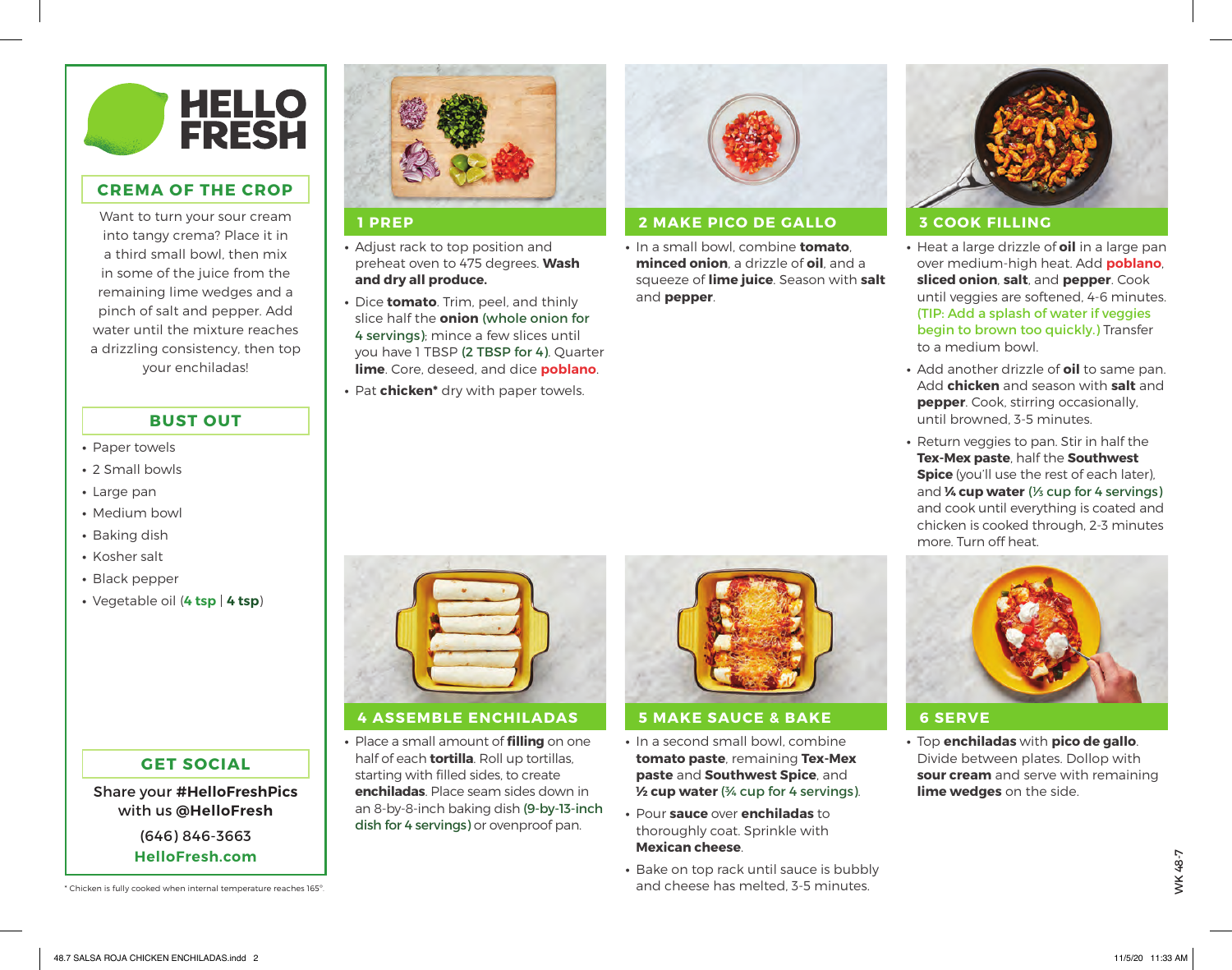# HELLO FRESH

## CREMA OF THE CROP

Want to turn your sour cream into tangy crema? Place it in a third small bowl, then mix in some of the juice from the remaining lime wedges and a pinch of salt and pepper. Add water until the mixture reaches a drizzling consistency, then top your enchiladas!

## BUST OUT

- Paper towels
- 2 Small bowls
- Large pan
- Medium bowl
- Baking dish
- Kosher salt
- Black pepper
- Vegetable oil (4 tsp | 4 tsp)

## GET SOCIAL

Share your **#HelloFreshPics** with us **@HelloFresh**

(646) 846-3663

**HelloFresh.com**

\* Chicken is fully cooked when internal temperature reaches 165°.

## 1 PREP

- Adjust rack to top position and preheat oven to 475 degrees. **Wash and dry all produce.**
- Dice **tomato**. Trim, peel, and thinly slice half the **onion** (whole onion for 4 servings); mince a few slices until you have 1 TBSP (2 TBSP for 4). Quarter **lime**. Core, deseed, and dice **poblano**.
- Pat **chicken*** dry with paper towels.

## 2 MAKE PICO DE GALLO

- In a small bowl, combine **tomato**, **minced onion**, a drizzle of **oil**, and a squeeze of **lime juice**. Season with **salt** and **pepper**.

## 3 COOK FILLING

- Heat a large drizzle of **oil** in a large pan over medium-high heat. Add **poblano**, **sliced onion**, **salt**, and **pepper**. Cook until veggies are softened, 4-6 minutes. (TIP: Add a splash of water if veggies begin to brown too quickly.) Transfer to a medium bowl.
- Add another drizzle of **oil** to same pan. Add **chicken** and season with **salt** and **pepper**. Cook, stirring occasionally, until browned, 3-5 minutes.
- Return veggies to pan. Stir in half the **Tex-Mex paste**, half the **Southwest Spice** (you'll use the rest of each later), and **¼ cup water** (⅓ cup for 4 servings) and cook until everything is coated and chicken is cooked through, 2-3 minutes more. Turn off heat.

## 4 ASSEMBLE ENCHILADAS

- Place a small amount of **filling** on one half of each **tortilla**. Roll up tortillas, starting with filled sides, to create **enchiladas**. Place seam sides down in an 8-by-8-inch baking dish (9-by-13-inch dish for 4 servings) or ovenproof pan.

## 5 MAKE SAUCE & BAKE

- In a second small bowl, combine **tomato paste**, remaining **Tex-Mex paste** and **Southwest Spice**, and **½ cup water** (¾ cup for 4 servings).
- Pour **sauce** over **enchiladas** to thoroughly coat. Sprinkle with **Mexican cheese**.
- Bake on top rack until sauce is bubbly and cheese has melted, 3-5 minutes.

## 6 SERVE

- Top **enchiladas** with **pico de gallo**. Divide between plates. Dollop with **sour cream** and serve with remaining **lime wedges** on the side.

WK 48-7